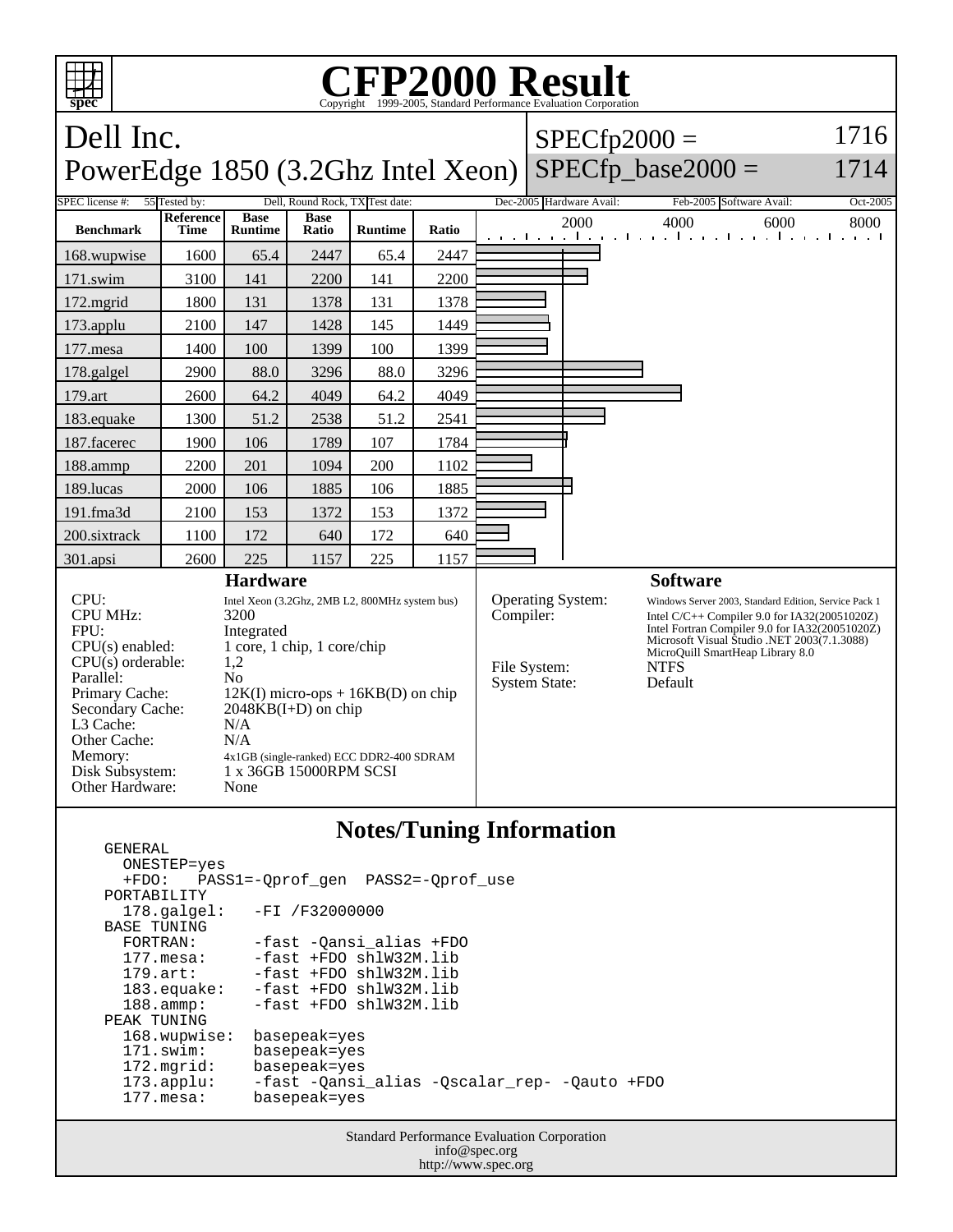# CFP2000 Result

Copyright 1999-2005, Standard Performance Evaluation Corporation

## Dell Inc.
## PowerEdge 1850 (3.2Ghz Intel Xeon)

SPECfp2000 = 1716

SPECfp_base2000 = 1714

| SPEC license #: | 55 | Tested by: | Dell, Round Rock, TX | Test date: | Dec-2005 | Hardware Avail: | Feb-2005 | Software Avail: | Oct-2005 |
|---|---|---|---|---|---|---|---|---|---|

| Benchmark | Reference Time | Base Runtime | Base Ratio | Runtime | Ratio |
|---|---|---|---|---|---|
| 168.wupwise | 1600 | 65.4 | 2447 | 65.4 | 2447 |
| 171.swim | 3100 | 141 | 2200 | 141 | 2200 |
| 172.mgrid | 1800 | 131 | 1378 | 131 | 1378 |
| 173.applu | 2100 | 147 | 1428 | 145 | 1449 |
| 177.mesa | 1400 | 100 | 1399 | 100 | 1399 |
| 178.galgel | 2900 | 88.0 | 3296 | 88.0 | 3296 |
| 179.art | 2600 | 64.2 | 4049 | 64.2 | 4049 |
| 183.equake | 1300 | 51.2 | 2538 | 51.2 | 2541 |
| 187.facerec | 1900 | 106 | 1789 | 107 | 1784 |
| 188.ammp | 2200 | 201 | 1094 | 200 | 1102 |
| 189.lucas | 2000 | 106 | 1885 | 106 | 1885 |
| 191.fma3d | 2100 | 153 | 1372 | 153 | 1372 |
| 200.sixtrack | 1100 | 172 | 640 | 172 | 640 |
| 301.apsi | 2600 | 225 | 1157 | 225 | 1157 |

### Hardware

| | |
|---|---|
| CPU: | Intel Xeon (3.2Ghz, 2MB L2, 800MHz system bus) |
| CPU MHz: | 3200 |
| FPU: | Integrated |
| CPU(s) enabled: | 1 core, 1 chip, 1 core/chip |
| CPU(s) orderable: | 1,2 |
| Parallel: | No |
| Primary Cache: | 12K(I) micro-ops + 16KB(D) on chip |
| Secondary Cache: | 2048KB(I+D) on chip |
| L3 Cache: | N/A |
| Other Cache: | N/A |
| Memory: | 4x1GB (single-ranked) ECC DDR2-400 SDRAM |
| Disk Subsystem: | 1 x 36GB 15000RPM SCSI |
| Other Hardware: | None |

### Software

| | |
|---|---|
| Operating System: | Windows Server 2003, Standard Edition, Service Pack 1 |
| Compiler: | Intel C/C++ Compiler 9.0 for IA32(20051020Z)<br>Intel Fortran Compiler 9.0 for IA32(20051020Z)<br>Microsoft Visual Studio .NET 2003(7.1.3088)<br>MicroQuill SmartHeap Library 8.0 |
| File System: | NTFS |
| System State: | Default |

### Notes/Tuning Information

```
GENERAL
  ONESTEP=yes
  +FDO:   PASS1=-Qprof_gen  PASS2=-Qprof_use
PORTABILITY
  178.galgel:    -FI /F32000000
BASE TUNING
  FORTRAN:       -fast -Qansi_alias +FDO
  177.mesa:      -fast +FDO shlW32M.lib
  179.art:       -fast +FDO shlW32M.lib
  183.equake:    -fast +FDO shlW32M.lib
  188.ammp:      -fast +FDO shlW32M.lib
PEAK TUNING
  168.wupwise:  basepeak=yes
  171.swim:     basepeak=yes
  172.mgrid:    basepeak=yes
  173.applu:    -fast -Qansi_alias -Qscalar_rep- -Qauto +FDO
  177.mesa:     basepeak=yes
```

Standard Performance Evaluation Corporation
info@spec.org
http://www.spec.org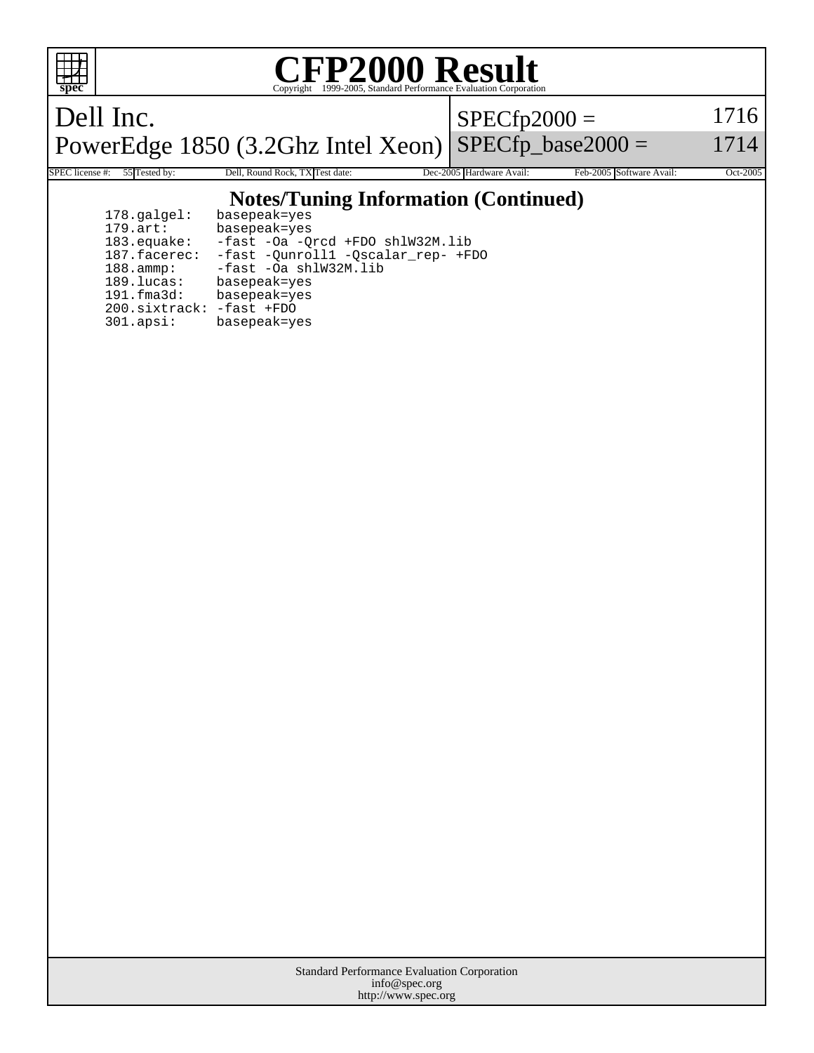# CFP2000 Result

Copyright 1999-2005, Standard Performance Evaluation Corporation

Dell Inc.
PowerEdge 1850 (3.2Ghz Intel Xeon)

SPECfp2000 = 1716
SPECfp_base2000 = 1714

| SPEC license #: | 55 | Tested by: | Dell, Round Rock, TX | Test date: | Dec-2005 | Hardware Avail: | Feb-2005 | Software Avail: | Oct-2005 |
|---|---|---|---|---|---|---|---|---|---|

## Notes/Tuning Information (Continued)

```
178.galgel:   basepeak=yes
179.art:      basepeak=yes
183.equake:   -fast -Oa -Qrcd +FDO shlW32M.lib
187.facerec:  -fast -Qunroll1 -Qscalar_rep- +FDO
188.ammp:     -fast -Oa shlW32M.lib
189.lucas:    basepeak=yes
191.fma3d:    basepeak=yes
200.sixtrack: -fast +FDO
301.apsi:     basepeak=yes
```

Standard Performance Evaluation Corporation
info@spec.org
http://www.spec.org